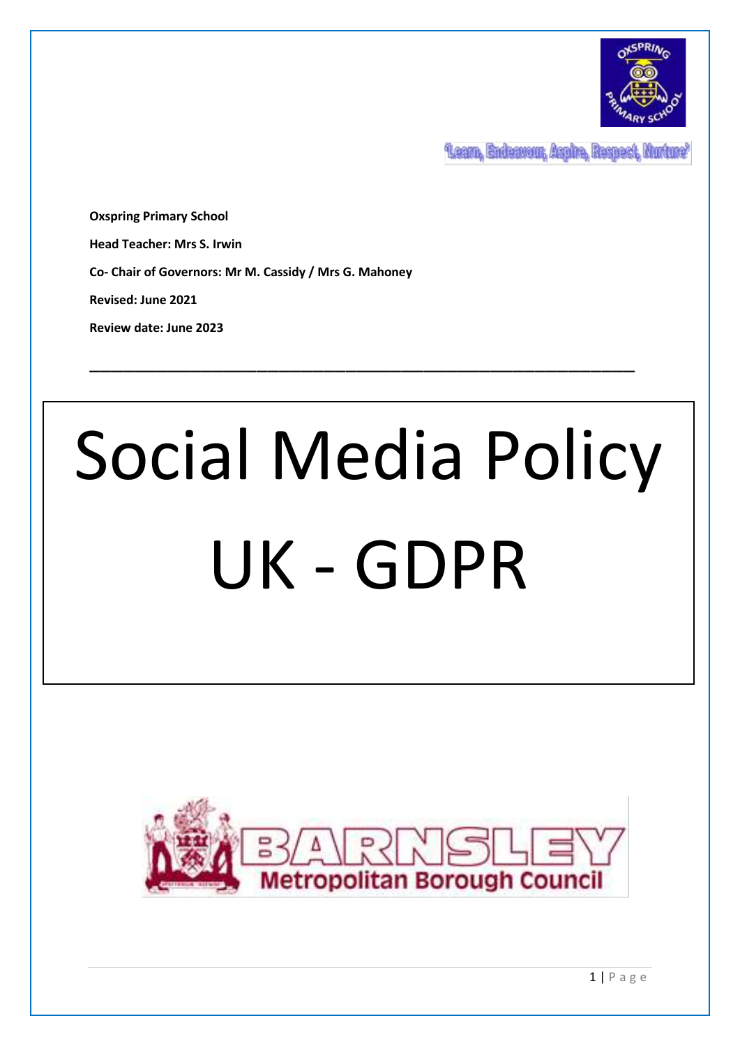'Learn, Endeavour, Aspire, Respect, Nurture'

**Oxspring Primary School**

**Head Teacher: Mrs S. Irwin**

**Co- Chair of Governors: Mr M. Cassidy / Mrs G. Mahoney**

**Revised: June 2021**

**Review date: June 2023**

---

# Social Media Policy UK - GDPR

Barnsley Metropolitan Borough Council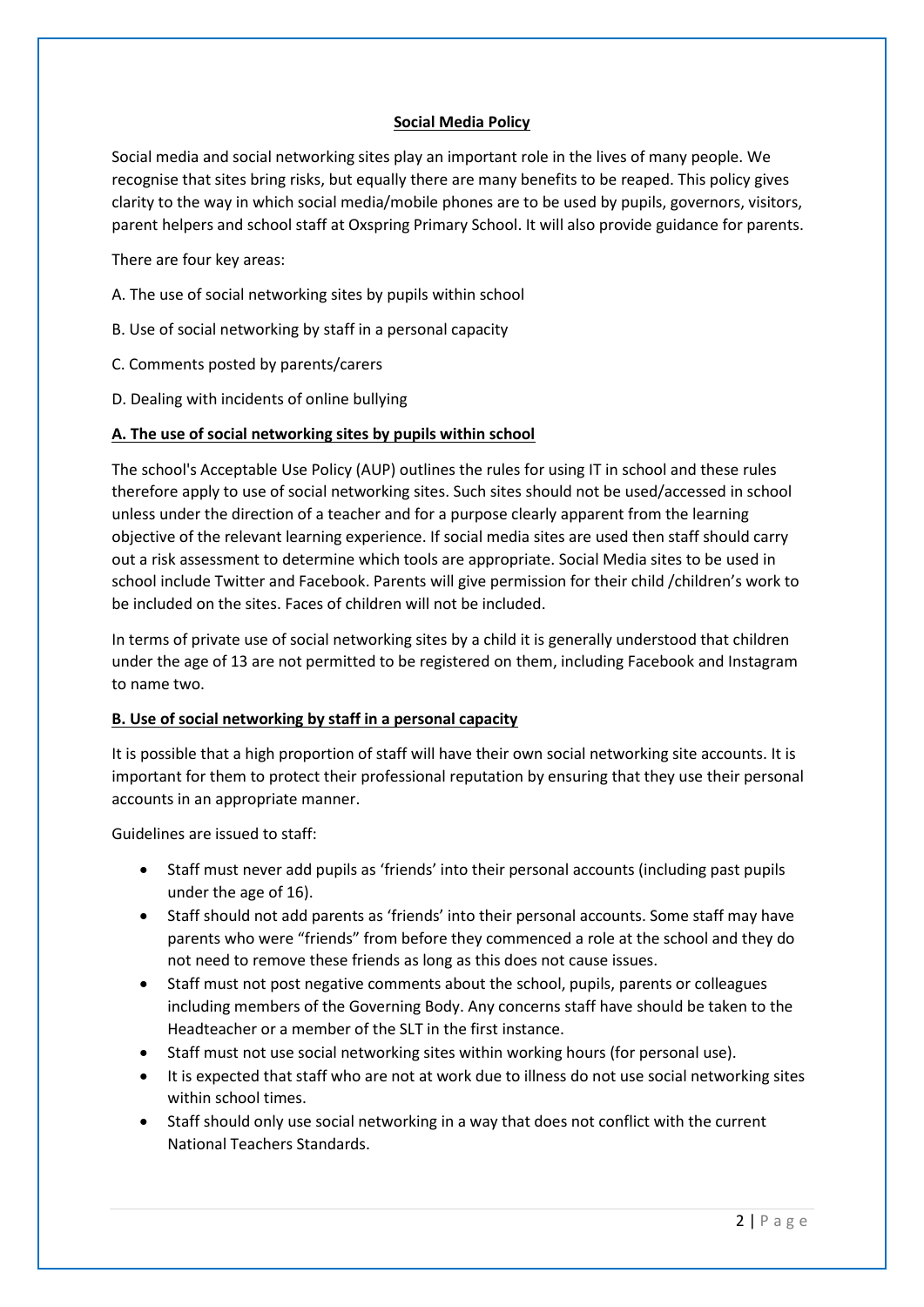## Social Media Policy

Social media and social networking sites play an important role in the lives of many people. We recognise that sites bring risks, but equally there are many benefits to be reaped. This policy gives clarity to the way in which social media/mobile phones are to be used by pupils, governors, visitors, parent helpers and school staff at Oxspring Primary School. It will also provide guidance for parents.

There are four key areas:

A. The use of social networking sites by pupils within school

B. Use of social networking by staff in a personal capacity

C. Comments posted by parents/carers

D. Dealing with incidents of online bullying

### A. The use of social networking sites by pupils within school

The school's Acceptable Use Policy (AUP) outlines the rules for using IT in school and these rules therefore apply to use of social networking sites. Such sites should not be used/accessed in school unless under the direction of a teacher and for a purpose clearly apparent from the learning objective of the relevant learning experience. If social media sites are used then staff should carry out a risk assessment to determine which tools are appropriate. Social Media sites to be used in school include Twitter and Facebook. Parents will give permission for their child /children's work to be included on the sites. Faces of children will not be included.

In terms of private use of social networking sites by a child it is generally understood that children under the age of 13 are not permitted to be registered on them, including Facebook and Instagram to name two.

### B. Use of social networking by staff in a personal capacity

It is possible that a high proportion of staff will have their own social networking site accounts. It is important for them to protect their professional reputation by ensuring that they use their personal accounts in an appropriate manner.

Guidelines are issued to staff:

- Staff must never add pupils as 'friends' into their personal accounts (including past pupils under the age of 16).
- Staff should not add parents as 'friends' into their personal accounts. Some staff may have parents who were "friends" from before they commenced a role at the school and they do not need to remove these friends as long as this does not cause issues.
- Staff must not post negative comments about the school, pupils, parents or colleagues including members of the Governing Body. Any concerns staff have should be taken to the Headteacher or a member of the SLT in the first instance.
- Staff must not use social networking sites within working hours (for personal use).
- It is expected that staff who are not at work due to illness do not use social networking sites within school times.
- Staff should only use social networking in a way that does not conflict with the current National Teachers Standards.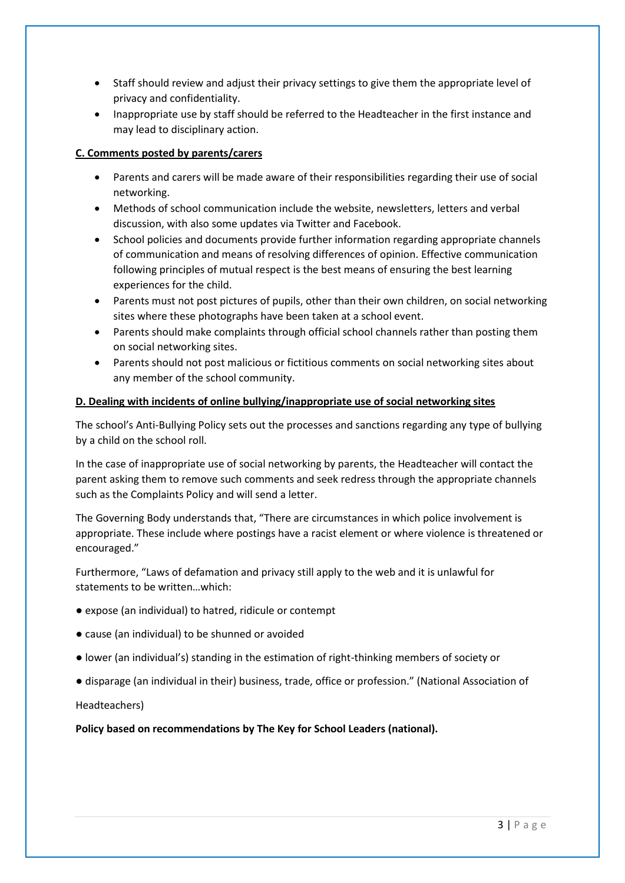- Staff should review and adjust their privacy settings to give them the appropriate level of privacy and confidentiality.
- Inappropriate use by staff should be referred to the Headteacher in the first instance and may lead to disciplinary action.

**C. Comments posted by parents/carers**

- Parents and carers will be made aware of their responsibilities regarding their use of social networking.
- Methods of school communication include the website, newsletters, letters and verbal discussion, with also some updates via Twitter and Facebook.
- School policies and documents provide further information regarding appropriate channels of communication and means of resolving differences of opinion. Effective communication following principles of mutual respect is the best means of ensuring the best learning experiences for the child.
- Parents must not post pictures of pupils, other than their own children, on social networking sites where these photographs have been taken at a school event.
- Parents should make complaints through official school channels rather than posting them on social networking sites.
- Parents should not post malicious or fictitious comments on social networking sites about any member of the school community.

**D. Dealing with incidents of online bullying/inappropriate use of social networking sites**

The school's Anti-Bullying Policy sets out the processes and sanctions regarding any type of bullying by a child on the school roll.

In the case of inappropriate use of social networking by parents, the Headteacher will contact the parent asking them to remove such comments and seek redress through the appropriate channels such as the Complaints Policy and will send a letter.

The Governing Body understands that, "There are circumstances in which police involvement is appropriate. These include where postings have a racist element or where violence is threatened or encouraged."

Furthermore, "Laws of defamation and privacy still apply to the web and it is unlawful for statements to be written…which:

- expose (an individual) to hatred, ridicule or contempt
- cause (an individual) to be shunned or avoided
- lower (an individual's) standing in the estimation of right-thinking members of society or
- disparage (an individual in their) business, trade, office or profession." (National Association of Headteachers)

**Policy based on recommendations by The Key for School Leaders (national).**